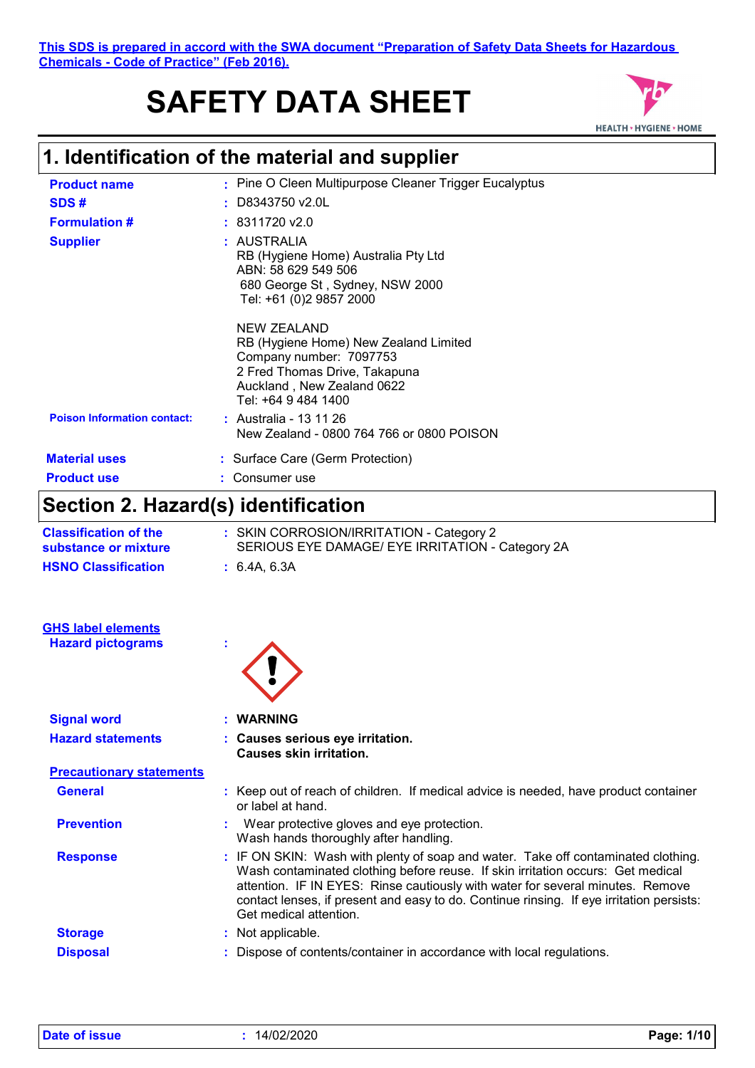This SDS is prepared in accord with the SWA document "Preparation of Safety Data Sheets for Hazardous Chemicals - Code of Practice" (Feb 2016).

# SAFETY DATA SHEET

## 1. Identification of the material and supplier

**Product name** : Pine O Cleen Multipurpose Cleaner Trigger Eucalyptus

**SDS #** : D8343750 v2.0L

**Formulation #** : 8311720 v2.0

**Supplier** : AUSTRALIA
RB (Hygiene Home) Australia Pty Ltd
ABN: 58 629 549 506
680 George St , Sydney, NSW 2000
Tel: +61 (0)2 9857 2000

NEW ZEALAND
RB (Hygiene Home) New Zealand Limited
Company number: 7097753
2 Fred Thomas Drive, Takapuna
Auckland , New Zealand 0622
Tel: +64 9 484 1400

**Poison Information contact:** : Australia - 13 11 26
New Zealand - 0800 764 766 or 0800 POISON

**Material uses** : Surface Care (Germ Protection)

**Product use** : Consumer use

## Section 2. Hazard(s) identification

**Classification of the substance or mixture** : SKIN CORROSION/IRRITATION - Category 2
SERIOUS EYE DAMAGE/ EYE IRRITATION - Category 2A

**HSNO Classification** : 6.4A, 6.3A

**GHS label elements**

**Hazard pictograms** :

**Signal word** : **WARNING**

**Hazard statements** : **Causes serious eye irritation.**
**Causes skin irritation.**

**Precautionary statements**

**General** : Keep out of reach of children. If medical advice is needed, have product container or label at hand.

**Prevention** : Wear protective gloves and eye protection.
Wash hands thoroughly after handling.

**Response** : IF ON SKIN: Wash with plenty of soap and water. Take off contaminated clothing. Wash contaminated clothing before reuse. If skin irritation occurs: Get medical attention. IF IN EYES: Rinse cautiously with water for several minutes. Remove contact lenses, if present and easy to do. Continue rinsing. If eye irritation persists: Get medical attention.

**Storage** : Not applicable.

**Disposal** : Dispose of contents/container in accordance with local regulations.

**Date of issue** : 14/02/2020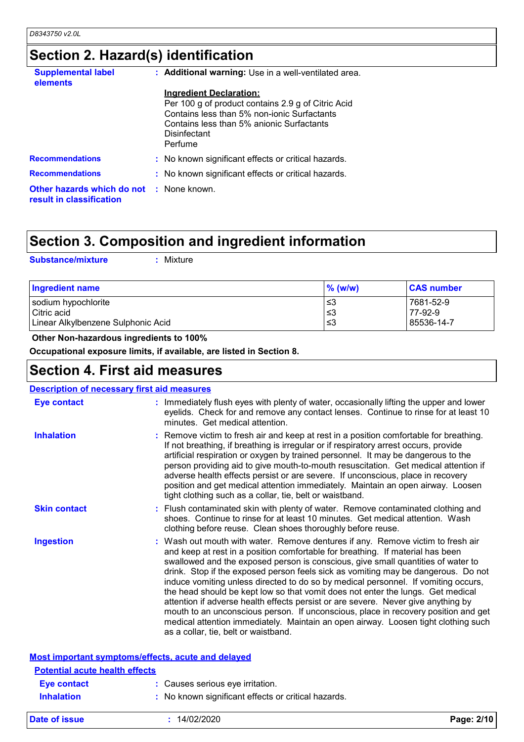## Section 2. Hazard(s) identification

**Supplemental label elements** : **Additional warning:** Use in a well-ventilated area.

**Ingredient Declaration:**
Per 100 g of product contains 2.9 g of Citric Acid
Contains less than 5% non-ionic Surfactants
Contains less than 5% anionic Surfactants
Disinfectant
Perfume

**Recommendations** : No known significant effects or critical hazards.

**Recommendations** : No known significant effects or critical hazards.

**Other hazards which do not result in classification** : None known.

## Section 3. Composition and ingredient information

**Substance/mixture** : Mixture

| Ingredient name | % (w/w) | CAS number |
|---|---|---|
| sodium hypochlorite | ≤3 | 7681-52-9 |
| Citric acid | ≤3 | 77-92-9 |
| Linear Alkylbenzene Sulphonic Acid | ≤3 | 85536-14-7 |

**Other Non-hazardous ingredients to 100%**

**Occupational exposure limits, if available, are listed in Section 8.**

## Section 4. First aid measures

### Description of necessary first aid measures

**Eye contact** : Immediately flush eyes with plenty of water, occasionally lifting the upper and lower eyelids. Check for and remove any contact lenses. Continue to rinse for at least 10 minutes. Get medical attention.

**Inhalation** : Remove victim to fresh air and keep at rest in a position comfortable for breathing. If not breathing, if breathing is irregular or if respiratory arrest occurs, provide artificial respiration or oxygen by trained personnel. It may be dangerous to the person providing aid to give mouth-to-mouth resuscitation. Get medical attention if adverse health effects persist or are severe. If unconscious, place in recovery position and get medical attention immediately. Maintain an open airway. Loosen tight clothing such as a collar, tie, belt or waistband.

**Skin contact** : Flush contaminated skin with plenty of water. Remove contaminated clothing and shoes. Continue to rinse for at least 10 minutes. Get medical attention. Wash clothing before reuse. Clean shoes thoroughly before reuse.

**Ingestion** : Wash out mouth with water. Remove dentures if any. Remove victim to fresh air and keep at rest in a position comfortable for breathing. If material has been swallowed and the exposed person is conscious, give small quantities of water to drink. Stop if the exposed person feels sick as vomiting may be dangerous. Do not induce vomiting unless directed to do so by medical personnel. If vomiting occurs, the head should be kept low so that vomit does not enter the lungs. Get medical attention if adverse health effects persist or are severe. Never give anything by mouth to an unconscious person. If unconscious, place in recovery position and get medical attention immediately. Maintain an open airway. Loosen tight clothing such as a collar, tie, belt or waistband.

### Most important symptoms/effects, acute and delayed

#### Potential acute health effects

**Eye contact** : Causes serious eye irritation.

**Inhalation** : No known significant effects or critical hazards.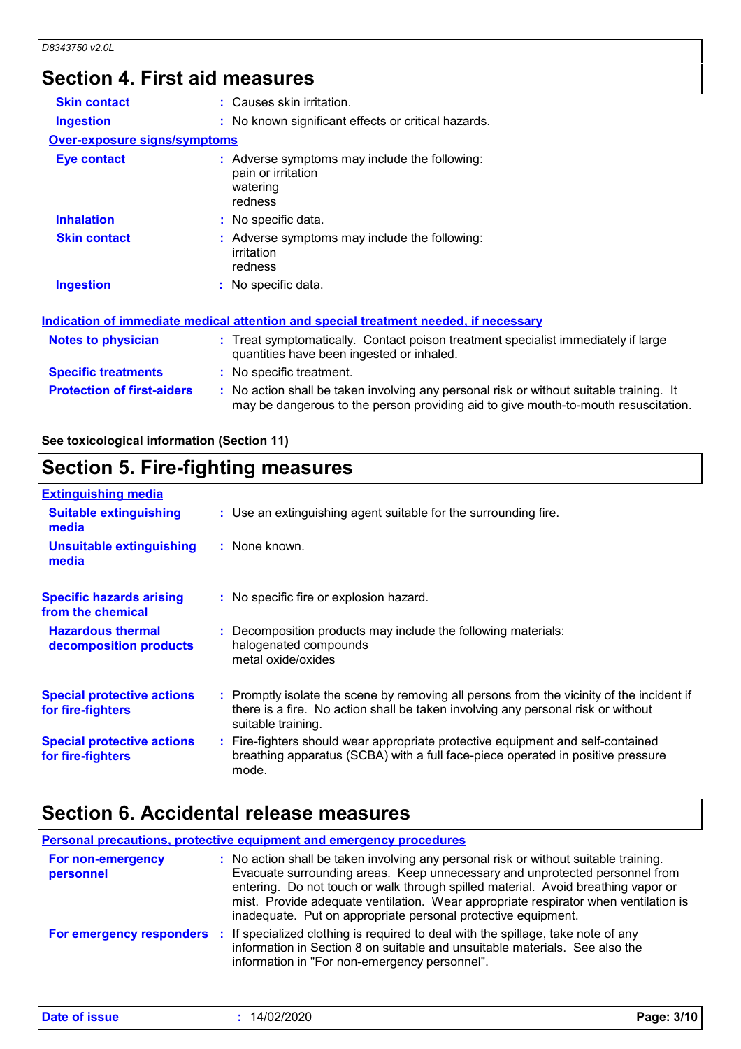## Section 4. First aid measures

| | |
|---|---|
| **Skin contact** | : Causes skin irritation. |
| **Ingestion** | : No known significant effects or critical hazards. |

**Over-exposure signs/symptoms**

| | |
|---|---|
| **Eye contact** | : Adverse symptoms may include the following:<br>pain or irritation<br>watering<br>redness |
| **Inhalation** | : No specific data. |
| **Skin contact** | : Adverse symptoms may include the following:<br>irritation<br>redness |
| **Ingestion** | : No specific data. |

**Indication of immediate medical attention and special treatment needed, if necessary**

| | |
|---|---|
| **Notes to physician** | : Treat symptomatically. Contact poison treatment specialist immediately if large quantities have been ingested or inhaled. |
| **Specific treatments** | : No specific treatment. |
| **Protection of first-aiders** | : No action shall be taken involving any personal risk or without suitable training. It may be dangerous to the person providing aid to give mouth-to-mouth resuscitation. |

**See toxicological information (Section 11)**

## Section 5. Fire-fighting measures

**Extinguishing media**

| | |
|---|---|
| **Suitable extinguishing media** | : Use an extinguishing agent suitable for the surrounding fire. |
| **Unsuitable extinguishing media** | : None known. |

| | |
|---|---|
| **Specific hazards arising from the chemical** | : No specific fire or explosion hazard. |
| **Hazardous thermal decomposition products** | : Decomposition products may include the following materials:<br>halogenated compounds<br>metal oxide/oxides |
| **Special protective actions for fire-fighters** | : Promptly isolate the scene by removing all persons from the vicinity of the incident if there is a fire. No action shall be taken involving any personal risk or without suitable training. |
| **Special protective actions for fire-fighters** | : Fire-fighters should wear appropriate protective equipment and self-contained breathing apparatus (SCBA) with a full face-piece operated in positive pressure mode. |

## Section 6. Accidental release measures

**Personal precautions, protective equipment and emergency procedures**

| | |
|---|---|
| **For non-emergency personnel** | : No action shall be taken involving any personal risk or without suitable training. Evacuate surrounding areas. Keep unnecessary and unprotected personnel from entering. Do not touch or walk through spilled material. Avoid breathing vapor or mist. Provide adequate ventilation. Wear appropriate respirator when ventilation is inadequate. Put on appropriate personal protective equipment. |
| **For emergency responders** | : If specialized clothing is required to deal with the spillage, take note of any information in Section 8 on suitable and unsuitable materials. See also the information in "For non-emergency personnel". |

| | |
|---|---|
| **Date of issue** | : 14/02/2020 |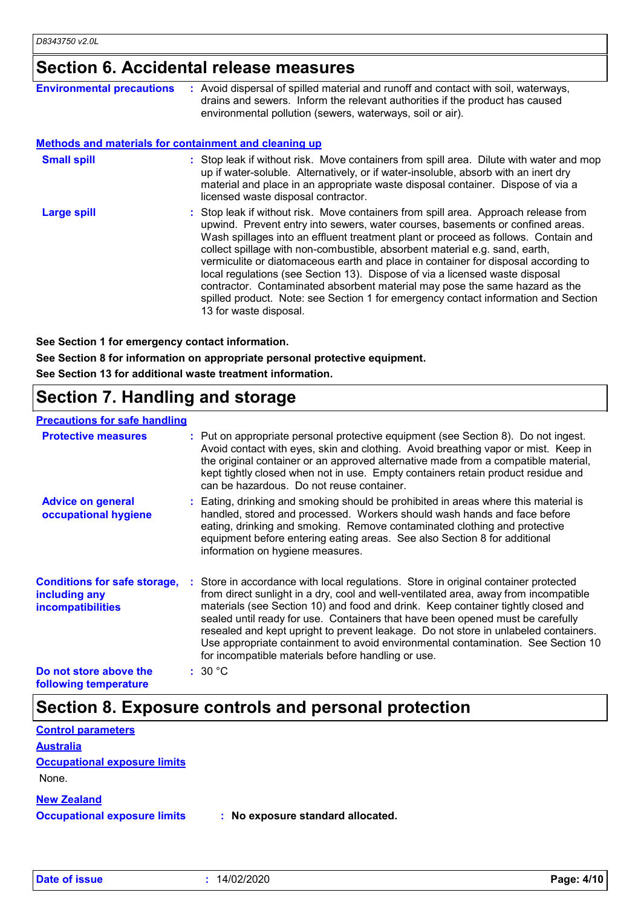## Section 6. Accidental release measures

**Environmental precautions** : Avoid dispersal of spilled material and runoff and contact with soil, waterways, drains and sewers. Inform the relevant authorities if the product has caused environmental pollution (sewers, waterways, soil or air).

**Methods and materials for containment and cleaning up**

**Small spill** : Stop leak if without risk. Move containers from spill area. Dilute with water and mop up if water-soluble. Alternatively, or if water-insoluble, absorb with an inert dry material and place in an appropriate waste disposal container. Dispose of via a licensed waste disposal contractor.

**Large spill** : Stop leak if without risk. Move containers from spill area. Approach release from upwind. Prevent entry into sewers, water courses, basements or confined areas. Wash spillages into an effluent treatment plant or proceed as follows. Contain and collect spillage with non-combustible, absorbent material e.g. sand, earth, vermiculite or diatomaceous earth and place in container for disposal according to local regulations (see Section 13). Dispose of via a licensed waste disposal contractor. Contaminated absorbent material may pose the same hazard as the spilled product. Note: see Section 1 for emergency contact information and Section 13 for waste disposal.

**See Section 1 for emergency contact information.**

**See Section 8 for information on appropriate personal protective equipment.**

**See Section 13 for additional waste treatment information.**

## Section 7. Handling and storage

**Precautions for safe handling**

**Protective measures** : Put on appropriate personal protective equipment (see Section 8). Do not ingest. Avoid contact with eyes, skin and clothing. Avoid breathing vapor or mist. Keep in the original container or an approved alternative made from a compatible material, kept tightly closed when not in use. Empty containers retain product residue and can be hazardous. Do not reuse container.

**Advice on general occupational hygiene** : Eating, drinking and smoking should be prohibited in areas where this material is handled, stored and processed. Workers should wash hands and face before eating, drinking and smoking. Remove contaminated clothing and protective equipment before entering eating areas. See also Section 8 for additional information on hygiene measures.

**Conditions for safe storage, including any incompatibilities** : Store in accordance with local regulations. Store in original container protected from direct sunlight in a dry, cool and well-ventilated area, away from incompatible materials (see Section 10) and food and drink. Keep container tightly closed and sealed until ready for use. Containers that have been opened must be carefully resealed and kept upright to prevent leakage. Do not store in unlabeled containers. Use appropriate containment to avoid environmental contamination. See Section 10 for incompatible materials before handling or use.

**Do not store above the following temperature** : 30 °C

## Section 8. Exposure controls and personal protection

**Control parameters**

**Australia**

**Occupational exposure limits**

None.

**New Zealand**

**Occupational exposure limits** : **No exposure standard allocated.**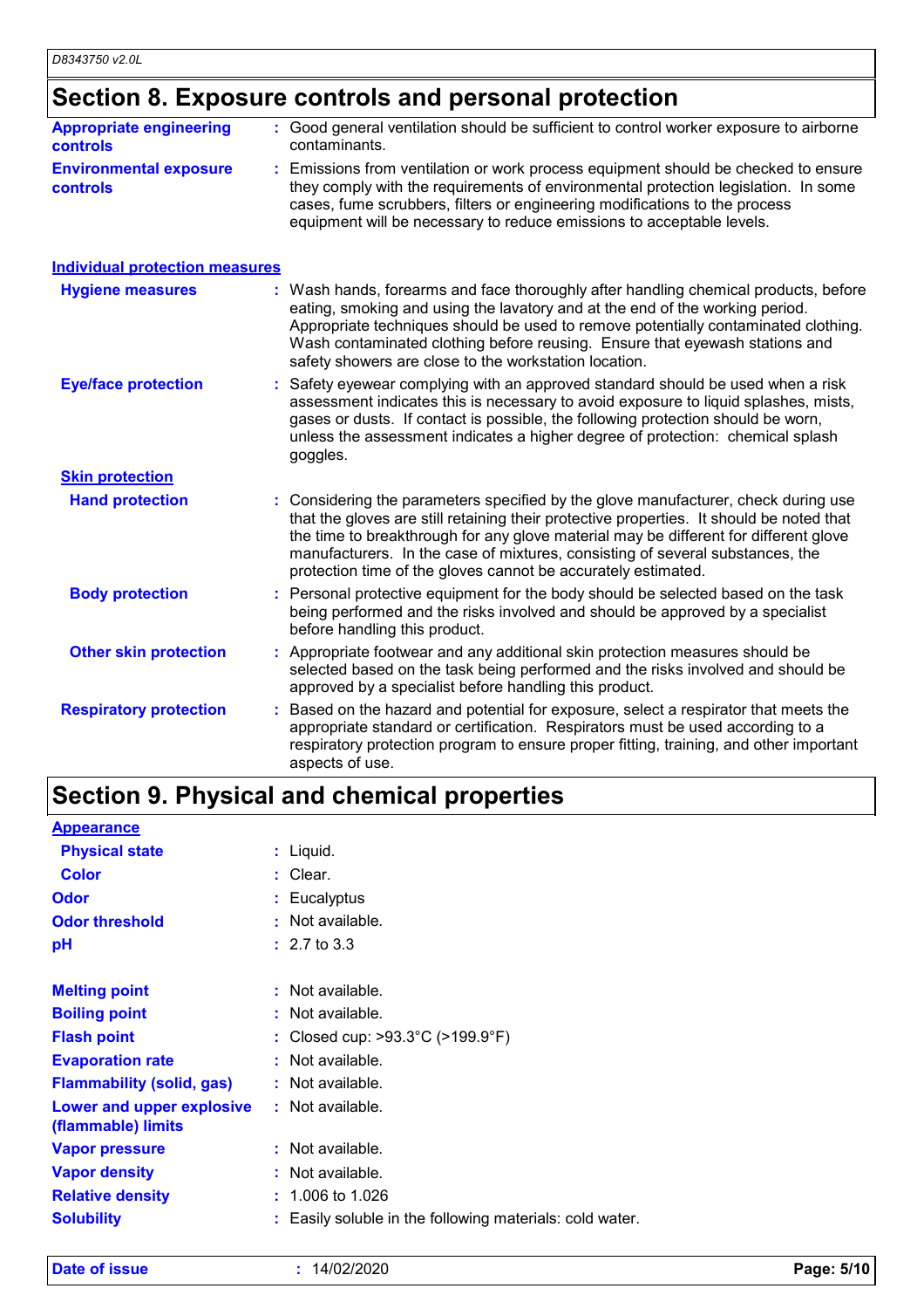## Section 8. Exposure controls and personal protection

| | |
|---|---|
| **Appropriate engineering controls** | Good general ventilation should be sufficient to control worker exposure to airborne contaminants. |
| **Environmental exposure controls** | Emissions from ventilation or work process equipment should be checked to ensure they comply with the requirements of environmental protection legislation. In some cases, fume scrubbers, filters or engineering modifications to the process equipment will be necessary to reduce emissions to acceptable levels. |

### Individual protection measures

| | |
|---|---|
| **Hygiene measures** | Wash hands, forearms and face thoroughly after handling chemical products, before eating, smoking and using the lavatory and at the end of the working period. Appropriate techniques should be used to remove potentially contaminated clothing. Wash contaminated clothing before reusing. Ensure that eyewash stations and safety showers are close to the workstation location. |
| **Eye/face protection** | Safety eyewear complying with an approved standard should be used when a risk assessment indicates this is necessary to avoid exposure to liquid splashes, mists, gases or dusts. If contact is possible, the following protection should be worn, unless the assessment indicates a higher degree of protection: chemical splash goggles. |

**Skin protection**

| | |
|---|---|
| **Hand protection** | Considering the parameters specified by the glove manufacturer, check during use that the gloves are still retaining their protective properties. It should be noted that the time to breakthrough for any glove material may be different for different glove manufacturers. In the case of mixtures, consisting of several substances, the protection time of the gloves cannot be accurately estimated. |
| **Body protection** | Personal protective equipment for the body should be selected based on the task being performed and the risks involved and should be approved by a specialist before handling this product. |
| **Other skin protection** | Appropriate footwear and any additional skin protection measures should be selected based on the task being performed and the risks involved and should be approved by a specialist before handling this product. |
| **Respiratory protection** | Based on the hazard and potential for exposure, select a respirator that meets the appropriate standard or certification. Respirators must be used according to a respiratory protection program to ensure proper fitting, training, and other important aspects of use. |

## Section 9. Physical and chemical properties

**Appearance**

| | |
|---|---|
| **Physical state** | Liquid. |
| **Color** | Clear. |
| **Odor** | Eucalyptus |
| **Odor threshold** | Not available. |
| **pH** | 2.7 to 3.3 |
| **Melting point** | Not available. |
| **Boiling point** | Not available. |
| **Flash point** | Closed cup: >93.3°C (>199.9°F) |
| **Evaporation rate** | Not available. |
| **Flammability (solid, gas)** | Not available. |
| **Lower and upper explosive (flammable) limits** | Not available. |
| **Vapor pressure** | Not available. |
| **Vapor density** | Not available. |
| **Relative density** | 1.006 to 1.026 |
| **Solubility** | Easily soluble in the following materials: cold water. |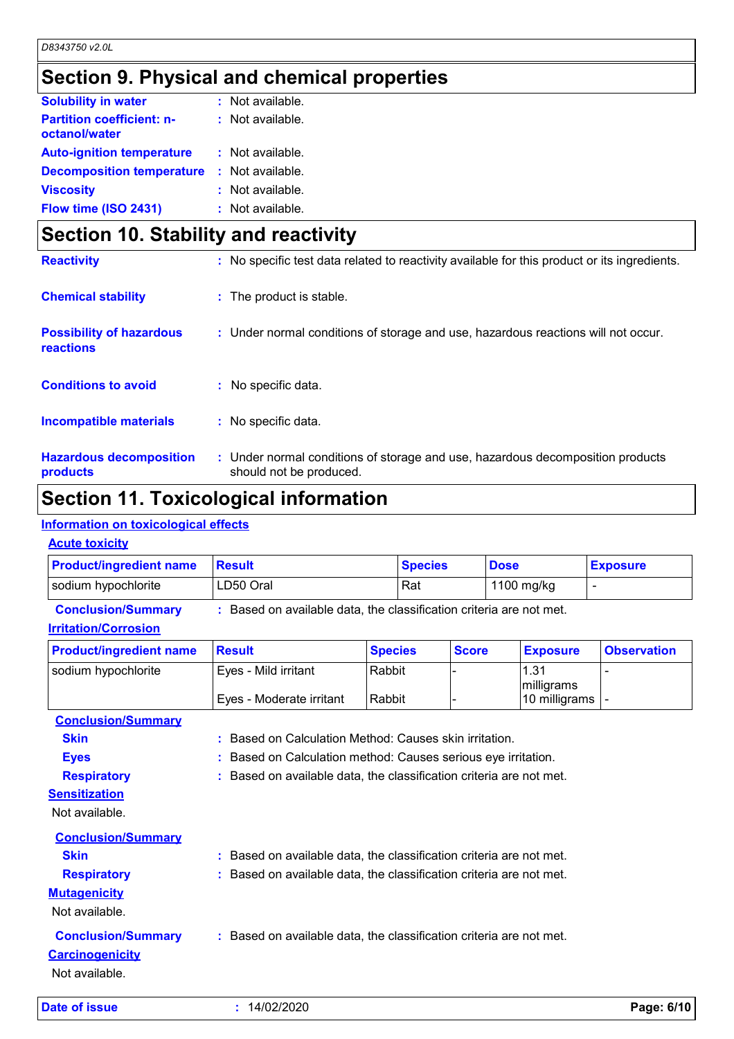## Section 9. Physical and chemical properties

**Solubility in water** : Not available.

**Partition coefficient: n-octanol/water** : Not available.

**Auto-ignition temperature** : Not available.

**Decomposition temperature** : Not available.

**Viscosity** : Not available.

**Flow time (ISO 2431)** : Not available.

## Section 10. Stability and reactivity

**Reactivity** : No specific test data related to reactivity available for this product or its ingredients.

**Chemical stability** : The product is stable.

**Possibility of hazardous reactions** : Under normal conditions of storage and use, hazardous reactions will not occur.

**Conditions to avoid** : No specific data.

**Incompatible materials** : No specific data.

**Hazardous decomposition products** : Under normal conditions of storage and use, hazardous decomposition products should not be produced.

## Section 11. Toxicological information

### Information on toxicological effects

#### Acute toxicity

| Product/ingredient name | Result | Species | Dose | Exposure |
|---|---|---|---|---|
| sodium hypochlorite | LD50 Oral | Rat | 1100 mg/kg | - |

**Conclusion/Summary** : Based on available data, the classification criteria are not met.

#### Irritation/Corrosion

| Product/ingredient name | Result | Species | Score | Exposure | Observation |
|---|---|---|---|---|---|
| sodium hypochlorite | Eyes - Mild irritant | Rabbit | - | 1.31 milligrams | - |
| | Eyes - Moderate irritant | Rabbit | - | 10 milligrams | - |

**Conclusion/Summary**

**Skin** : Based on Calculation Method: Causes skin irritation.

**Eyes** : Based on Calculation method: Causes serious eye irritation.

**Respiratory** : Based on available data, the classification criteria are not met.

#### Sensitization

Not available.

**Conclusion/Summary**

**Skin** : Based on available data, the classification criteria are not met.

**Respiratory** : Based on available data, the classification criteria are not met.

#### Mutagenicity

Not available.

**Conclusion/Summary** : Based on available data, the classification criteria are not met.

#### Carcinogenicity

Not available.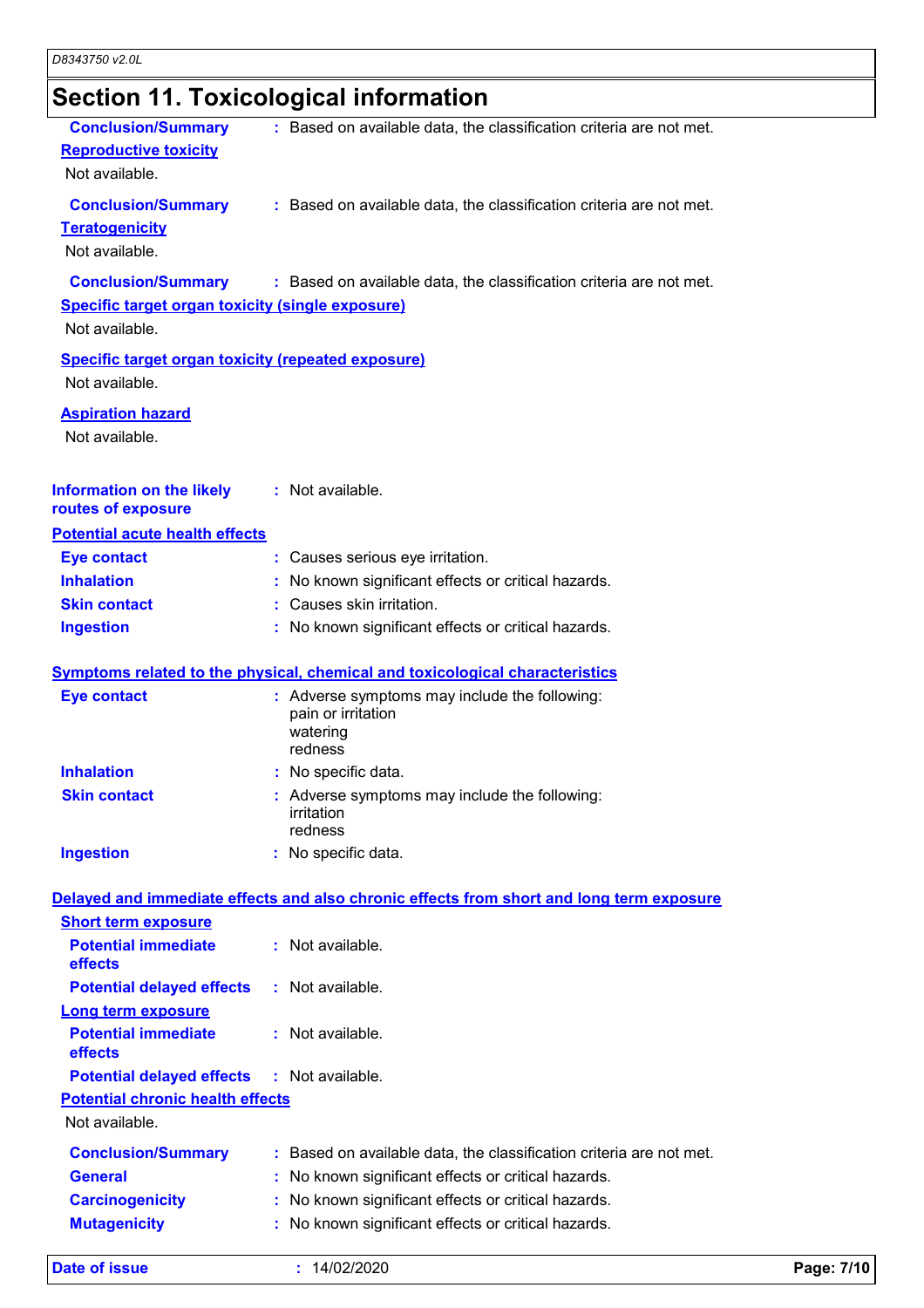## Section 11. Toxicological information

**Conclusion/Summary** : Based on available data, the classification criteria are not met.

**Reproductive toxicity**

Not available.

**Conclusion/Summary** : Based on available data, the classification criteria are not met.

**Teratogenicity**

Not available.

**Conclusion/Summary** : Based on available data, the classification criteria are not met.

**Specific target organ toxicity (single exposure)**

Not available.

**Specific target organ toxicity (repeated exposure)**

Not available.

**Aspiration hazard**

Not available.

**Information on the likely routes of exposure** : Not available.

**Potential acute health effects**

**Eye contact** : Causes serious eye irritation.

**Inhalation** : No known significant effects or critical hazards.

**Skin contact** : Causes skin irritation.

**Ingestion** : No known significant effects or critical hazards.

**Symptoms related to the physical, chemical and toxicological characteristics**

**Eye contact** : Adverse symptoms may include the following:
pain or irritation
watering
redness

**Inhalation** : No specific data.

**Skin contact** : Adverse symptoms may include the following:
irritation
redness

**Ingestion** : No specific data.

**Delayed and immediate effects and also chronic effects from short and long term exposure**

**Short term exposure**

**Potential immediate effects** : Not available.

**Potential delayed effects** : Not available.

**Long term exposure**

**Potential immediate effects** : Not available.

**Potential delayed effects** : Not available.

**Potential chronic health effects**

Not available.

**Conclusion/Summary** : Based on available data, the classification criteria are not met.

**General** : No known significant effects or critical hazards.

**Carcinogenicity** : No known significant effects or critical hazards.

**Mutagenicity** : No known significant effects or critical hazards.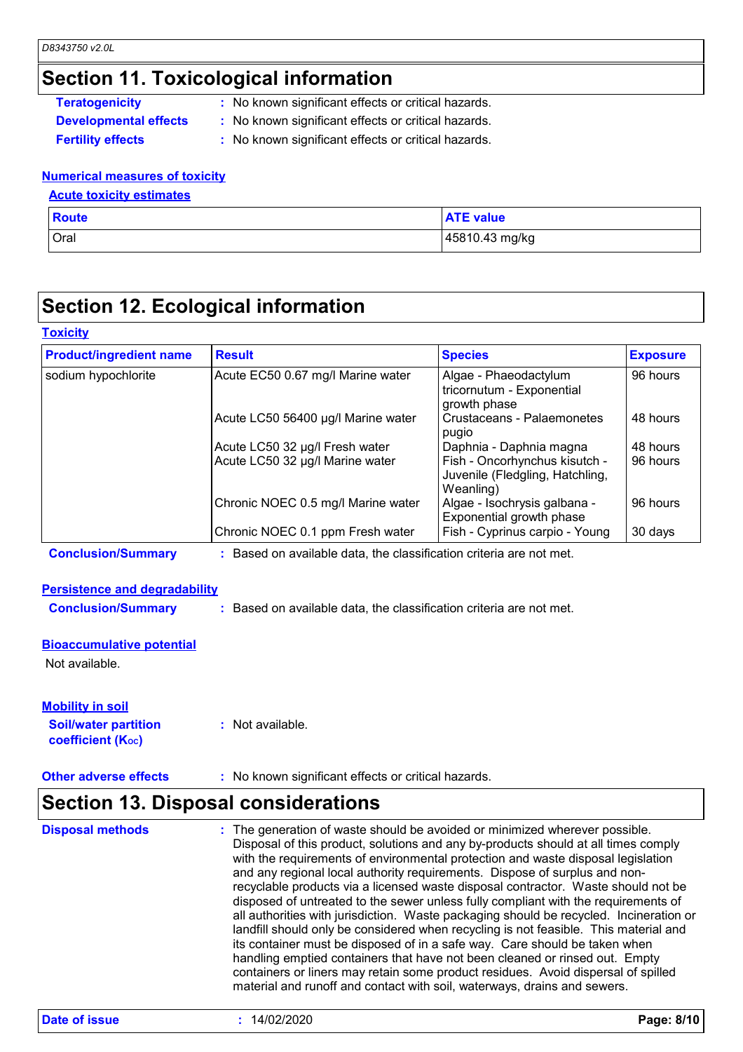## Section 11. Toxicological information

**Teratogenicity** : No known significant effects or critical hazards.

**Developmental effects** : No known significant effects or critical hazards.

**Fertility effects** : No known significant effects or critical hazards.

### Numerical measures of toxicity

#### Acute toxicity estimates

| Route | ATE value |
|---|---|
| Oral | 45810.43 mg/kg |

## Section 12. Ecological information

### Toxicity

| Product/ingredient name | Result | Species | Exposure |
|---|---|---|---|
| sodium hypochlorite | Acute EC50 0.67 mg/l Marine water | Algae - Phaeodactylum tricornutum - Exponential growth phase | 96 hours |
| | Acute LC50 56400 µg/l Marine water | Crustaceans - Palaemonetes pugio | 48 hours |
| | Acute LC50 32 µg/l Fresh water | Daphnia - Daphnia magna | 48 hours |
| | Acute LC50 32 µg/l Marine water | Fish - Oncorhynchus kisutch - Juvenile (Fledgling, Hatchling, Weanling) | 96 hours |
| | Chronic NOEC 0.5 mg/l Marine water | Algae - Isochrysis galbana - Exponential growth phase | 96 hours |
| | Chronic NOEC 0.1 ppm Fresh water | Fish - Cyprinus carpio - Young | 30 days |

**Conclusion/Summary** : Based on available data, the classification criteria are not met.

### Persistence and degradability

**Conclusion/Summary** : Based on available data, the classification criteria are not met.

### Bioaccumulative potential

Not available.

### Mobility in soil

**Soil/water partition coefficient ($K_{OC}$)** : Not available.

**Other adverse effects** : No known significant effects or critical hazards.

## Section 13. Disposal considerations

**Disposal methods** : The generation of waste should be avoided or minimized wherever possible. Disposal of this product, solutions and any by-products should at all times comply with the requirements of environmental protection and waste disposal legislation and any regional local authority requirements. Dispose of surplus and non-recyclable products via a licensed waste disposal contractor. Waste should not be disposed of untreated to the sewer unless fully compliant with the requirements of all authorities with jurisdiction. Waste packaging should be recycled. Incineration or landfill should only be considered when recycling is not feasible. This material and its container must be disposed of in a safe way. Care should be taken when handling emptied containers that have not been cleaned or rinsed out. Empty containers or liners may retain some product residues. Avoid dispersal of spilled material and runoff and contact with soil, waterways, drains and sewers.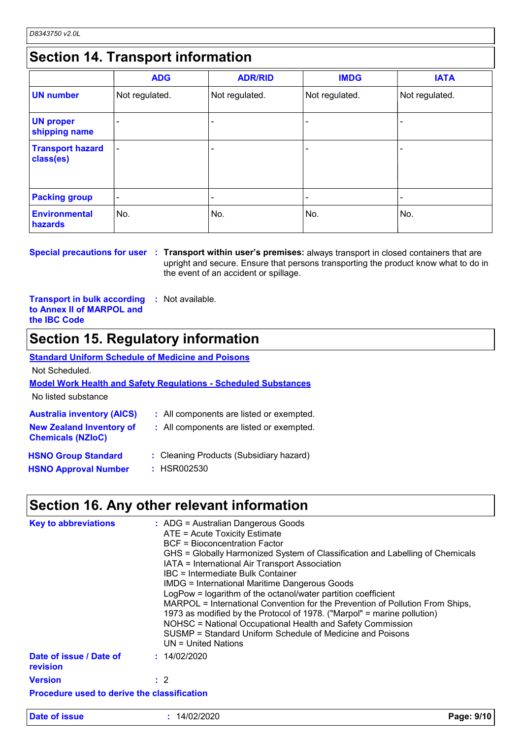## Section 14. Transport information

| | ADG | ADR/RID | IMDG | IATA |
|---|---|---|---|---|
| **UN number** | Not regulated. | Not regulated. | Not regulated. | Not regulated. |
| **UN proper shipping name** | - | - | - | - |
| **Transport hazard class(es)** | - | - | - | - |
| **Packing group** | - | - | - | - |
| **Environmental hazards** | No. | No. | No. | No. |

**Special precautions for user** : **Transport within user's premises:** always transport in closed containers that are upright and secure. Ensure that persons transporting the product know what to do in the event of an accident or spillage.

**Transport in bulk according to Annex II of MARPOL and the IBC Code** : Not available.

## Section 15. Regulatory information

**Standard Uniform Schedule of Medicine and Poisons**

Not Scheduled.

**Model Work Health and Safety Regulations - Scheduled Substances**

No listed substance

**Australia inventory (AICS)** : All components are listed or exempted.

**New Zealand Inventory of Chemicals (NZIoC)** : All components are listed or exempted.

**HSNO Group Standard** : Cleaning Products (Subsidiary hazard)

**HSNO Approval Number** : HSR002530

## Section 16. Any other relevant information

**Key to abbreviations** :
ADG = Australian Dangerous Goods
ATE = Acute Toxicity Estimate
BCF = Bioconcentration Factor
GHS = Globally Harmonized System of Classification and Labelling of Chemicals
IATA = International Air Transport Association
IBC = Intermediate Bulk Container
IMDG = International Maritime Dangerous Goods
LogPow = logarithm of the octanol/water partition coefficient
MARPOL = International Convention for the Prevention of Pollution From Ships, 1973 as modified by the Protocol of 1978. ("Marpol" = marine pollution)
NOHSC = National Occupational Health and Safety Commission
SUSMP = Standard Uniform Schedule of Medicine and Poisons
UN = United Nations

**Date of issue / Date of revision** : 14/02/2020

**Version** : 2

**Procedure used to derive the classification**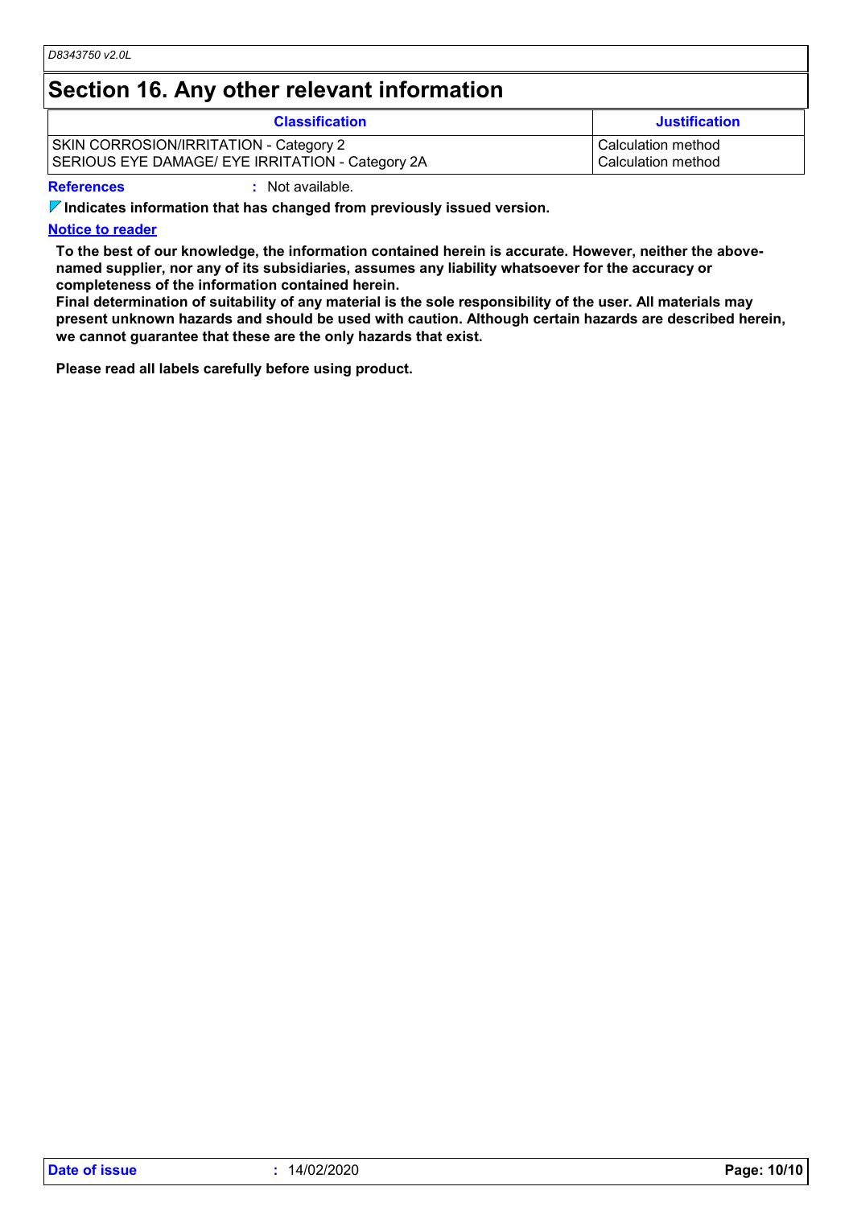## Section 16. Any other relevant information

| Classification | Justification |
|---|---|
| SKIN CORROSION/IRRITATION - Category 2 | Calculation method |
| SERIOUS EYE DAMAGE/ EYE IRRITATION - Category 2A | Calculation method |

**References** : Not available.

**Indicates information that has changed from previously issued version.**

**Notice to reader**

**To the best of our knowledge, the information contained herein is accurate. However, neither the above-named supplier, nor any of its subsidiaries, assumes any liability whatsoever for the accuracy or completeness of the information contained herein.**
**Final determination of suitability of any material is the sole responsibility of the user. All materials may present unknown hazards and should be used with caution. Although certain hazards are described herein, we cannot guarantee that these are the only hazards that exist.**

**Please read all labels carefully before using product.**